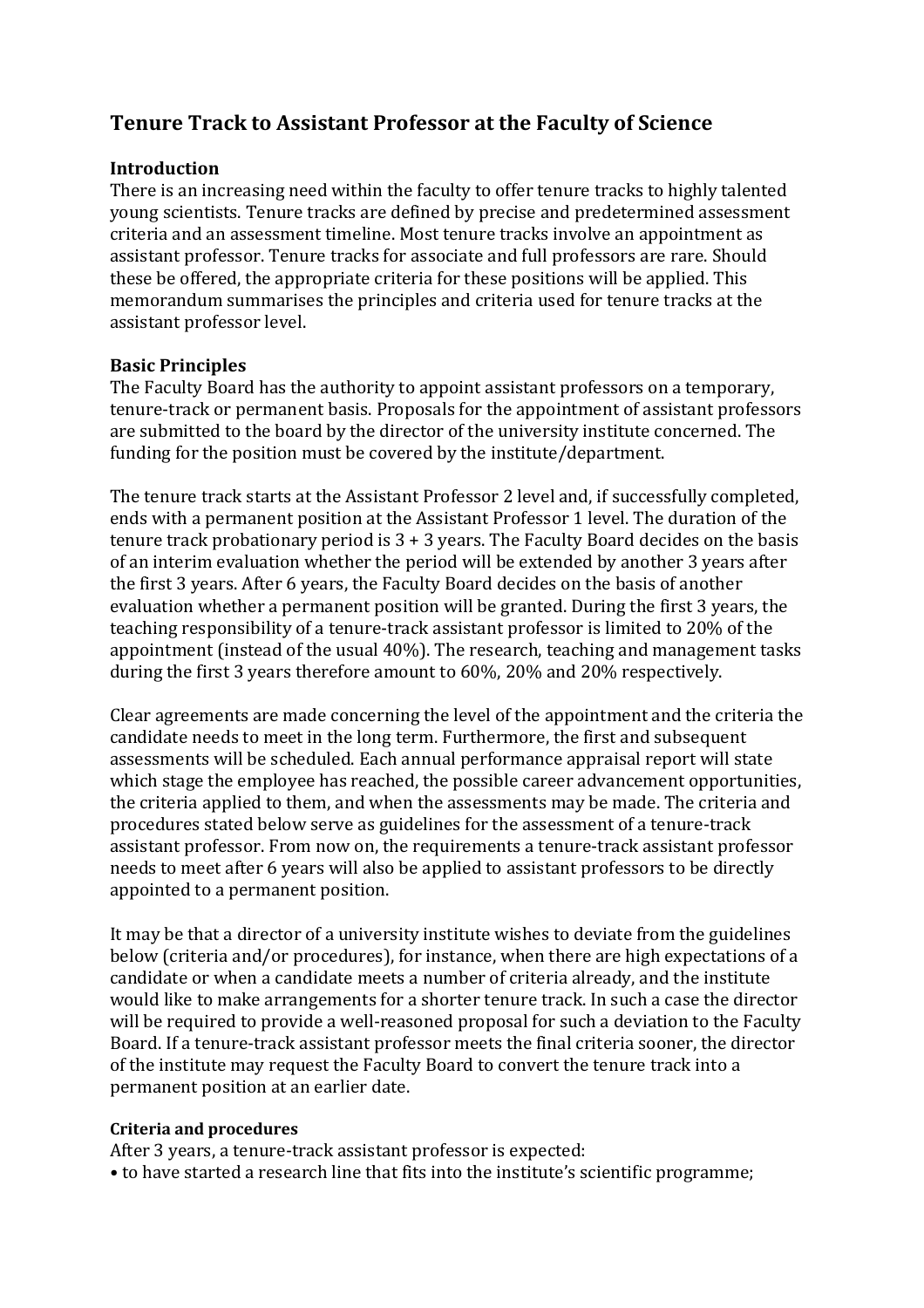# Tenure Track to Assistant Professor at the Faculty of Science

## Introduction

There is an increasing need within the faculty to offer tenure tracks to highly talented young scientists. Tenure tracks are defined by precise and predetermined assessment criteria and an assessment timeline. Most tenure tracks involve an appointment as assistant professor. Tenure tracks for associate and full professors are rare. Should these be offered, the appropriate criteria for these positions will be applied. This memorandum summarises the principles and criteria used for tenure tracks at the assistant professor level.

## Basic Principles

The Faculty Board has the authority to appoint assistant professors on a temporary, tenure-track or permanent basis. Proposals for the appointment of assistant professors are submitted to the board by the director of the university institute concerned. The funding for the position must be covered by the institute/department.

The tenure track starts at the Assistant Professor 2 level and, if successfully completed, ends with a permanent position at the Assistant Professor 1 level. The duration of the tenure track probationary period is 3 + 3 years. The Faculty Board decides on the basis of an interim evaluation whether the period will be extended by another 3 years after the first 3 years. After 6 years, the Faculty Board decides on the basis of another evaluation whether a permanent position will be granted. During the first 3 years, the teaching responsibility of a tenure-track assistant professor is limited to 20% of the appointment (instead of the usual 40%). The research, teaching and management tasks during the first 3 years therefore amount to 60%, 20% and 20% respectively.

Clear agreements are made concerning the level of the appointment and the criteria the candidate needs to meet in the long term. Furthermore, the first and subsequent assessments will be scheduled. Each annual performance appraisal report will state which stage the employee has reached, the possible career advancement opportunities, the criteria applied to them, and when the assessments may be made. The criteria and procedures stated below serve as guidelines for the assessment of a tenure-track assistant professor. From now on, the requirements a tenure-track assistant professor needs to meet after 6 years will also be applied to assistant professors to be directly appointed to a permanent position.

It may be that a director of a university institute wishes to deviate from the guidelines below (criteria and/or procedures), for instance, when there are high expectations of a candidate or when a candidate meets a number of criteria already, and the institute would like to make arrangements for a shorter tenure track. In such a case the director will be required to provide a well-reasoned proposal for such a deviation to the Faculty Board. If a tenure-track assistant professor meets the final criteria sooner, the director of the institute may request the Faculty Board to convert the tenure track into a permanent position at an earlier date.

### Criteria and procedures

After 3 years, a tenure-track assistant professor is expected:

- to have started a research line that fits into the institute's scientific programme;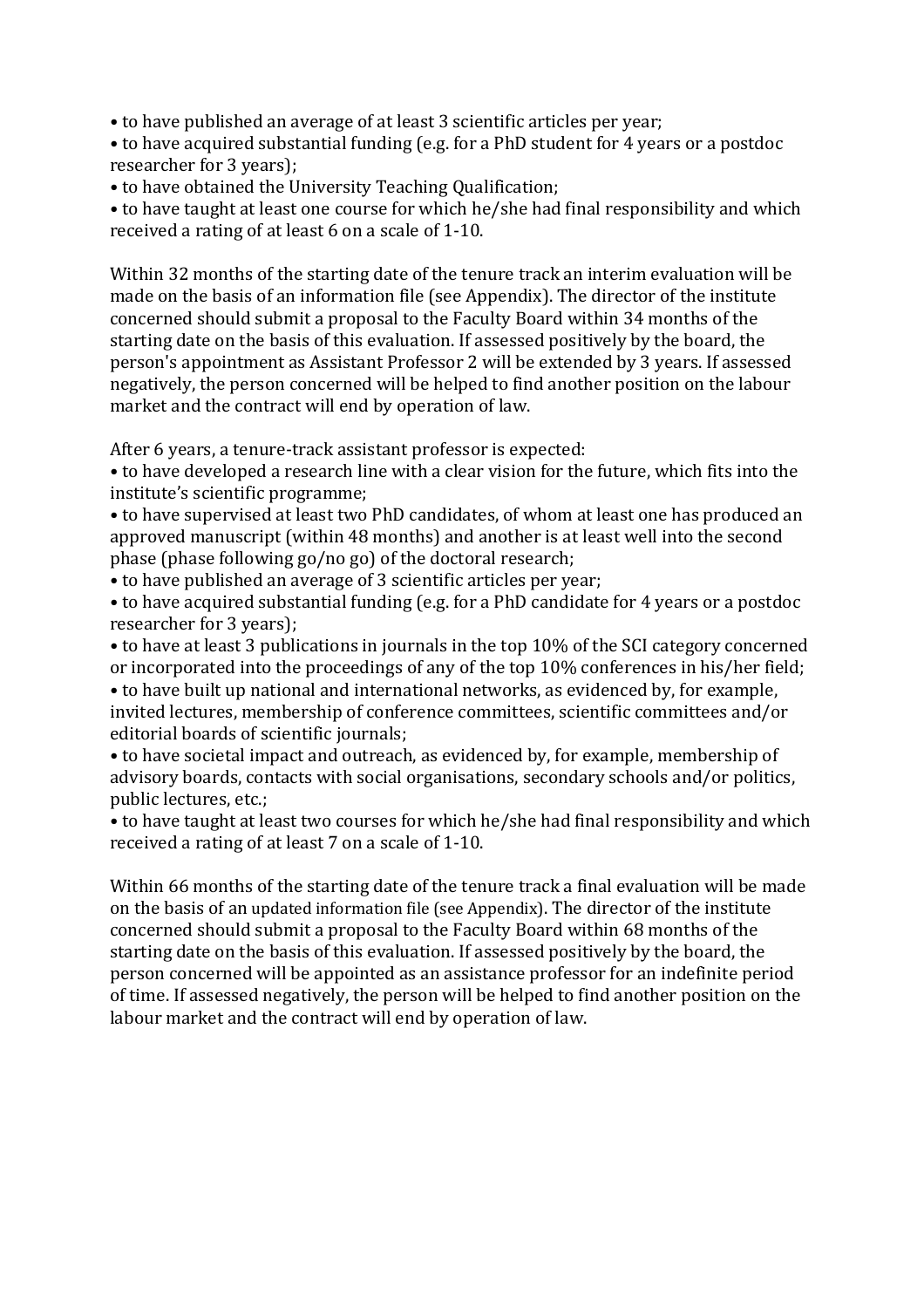- to have published an average of at least 3 scientific articles per year;
- to have acquired substantial funding (e.g. for a PhD student for 4 years or a postdoc researcher for 3 years);
- to have obtained the University Teaching Qualification;
- to have taught at least one course for which he/she had final responsibility and which received a rating of at least 6 on a scale of 1-10.

Within 32 months of the starting date of the tenure track an interim evaluation will be made on the basis of an information file (see Appendix). The director of the institute concerned should submit a proposal to the Faculty Board within 34 months of the starting date on the basis of this evaluation. If assessed positively by the board, the person's appointment as Assistant Professor 2 will be extended by 3 years. If assessed negatively, the person concerned will be helped to find another position on the labour market and the contract will end by operation of law.

After 6 years, a tenure-track assistant professor is expected:

- to have developed a research line with a clear vision for the future, which fits into the institute's scientific programme;
- to have supervised at least two PhD candidates, of whom at least one has produced an approved manuscript (within 48 months) and another is at least well into the second phase (phase following go/no go) of the doctoral research;
- to have published an average of 3 scientific articles per year;
- to have acquired substantial funding (e.g. for a PhD candidate for 4 years or a postdoc researcher for 3 years);
- to have at least 3 publications in journals in the top 10% of the SCI category concerned or incorporated into the proceedings of any of the top 10% conferences in his/her field;
- to have built up national and international networks, as evidenced by, for example, invited lectures, membership of conference committees, scientific committees and/or editorial boards of scientific journals;
- to have societal impact and outreach, as evidenced by, for example, membership of advisory boards, contacts with social organisations, secondary schools and/or politics, public lectures, etc.;
- to have taught at least two courses for which he/she had final responsibility and which received a rating of at least 7 on a scale of 1-10.

Within 66 months of the starting date of the tenure track a final evaluation will be made on the basis of an updated information file (see Appendix). The director of the institute concerned should submit a proposal to the Faculty Board within 68 months of the starting date on the basis of this evaluation. If assessed positively by the board, the person concerned will be appointed as an assistance professor for an indefinite period of time. If assessed negatively, the person will be helped to find another position on the labour market and the contract will end by operation of law.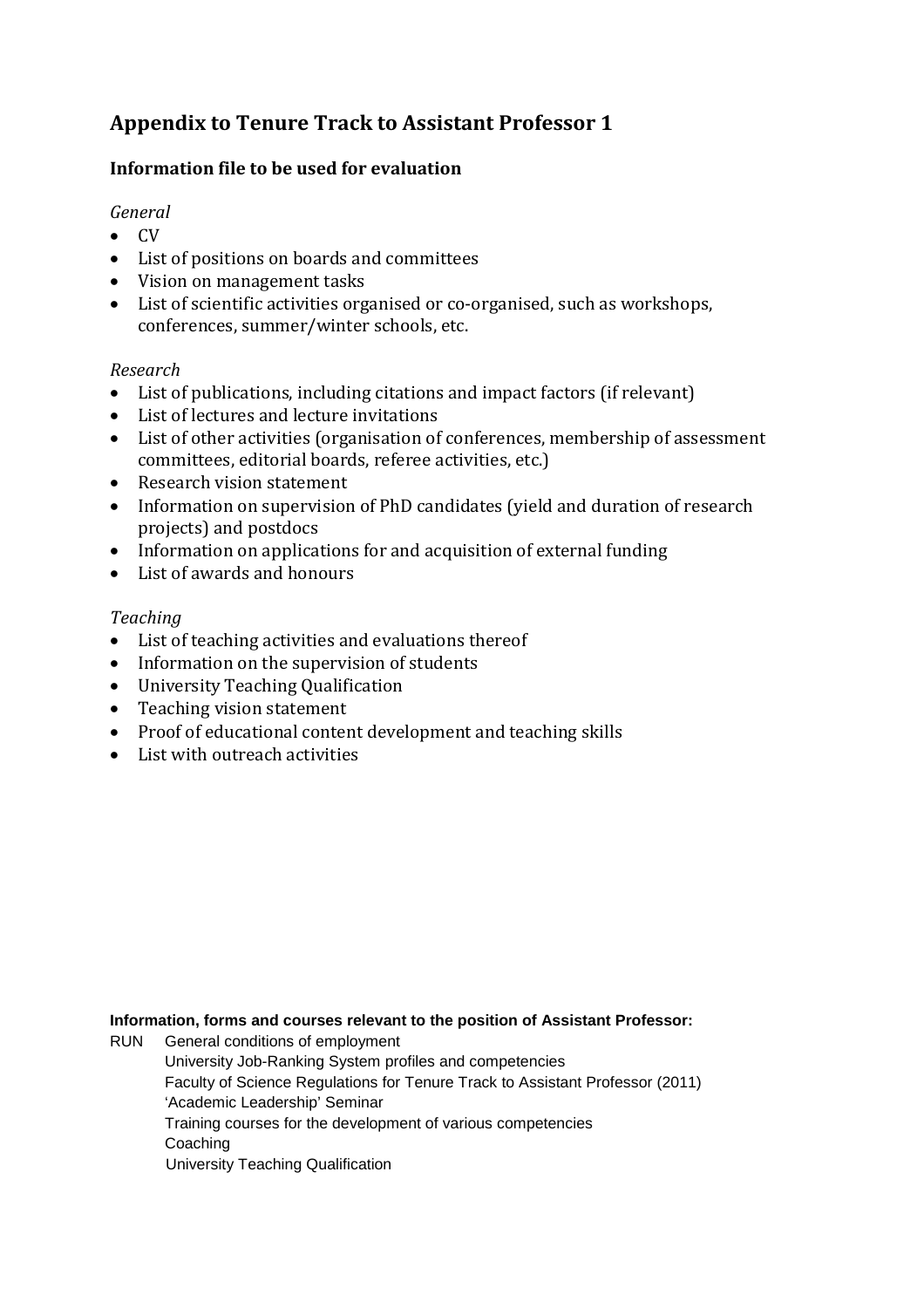## Appendix to Tenure Track to Assistant Professor 1

### Information file to be used for evaluation

*General*

- CV
- List of positions on boards and committees
- Vision on management tasks
- List of scientific activities organised or co-organised, such as workshops, conferences, summer/winter schools, etc.

*Research*

- List of publications, including citations and impact factors (if relevant)
- List of lectures and lecture invitations
- List of other activities (organisation of conferences, membership of assessment committees, editorial boards, referee activities, etc.)
- Research vision statement
- Information on supervision of PhD candidates (yield and duration of research projects) and postdocs
- Information on applications for and acquisition of external funding
- List of awards and honours

*Teaching*

- List of teaching activities and evaluations thereof
- Information on the supervision of students
- University Teaching Qualification
- Teaching vision statement
- Proof of educational content development and teaching skills
- List with outreach activities

**Information, forms and courses relevant to the position of Assistant Professor:**

RUN General conditions of employment
University Job-Ranking System profiles and competencies
Faculty of Science Regulations for Tenure Track to Assistant Professor (2011)
'Academic Leadership' Seminar
Training courses for the development of various competencies
Coaching
University Teaching Qualification